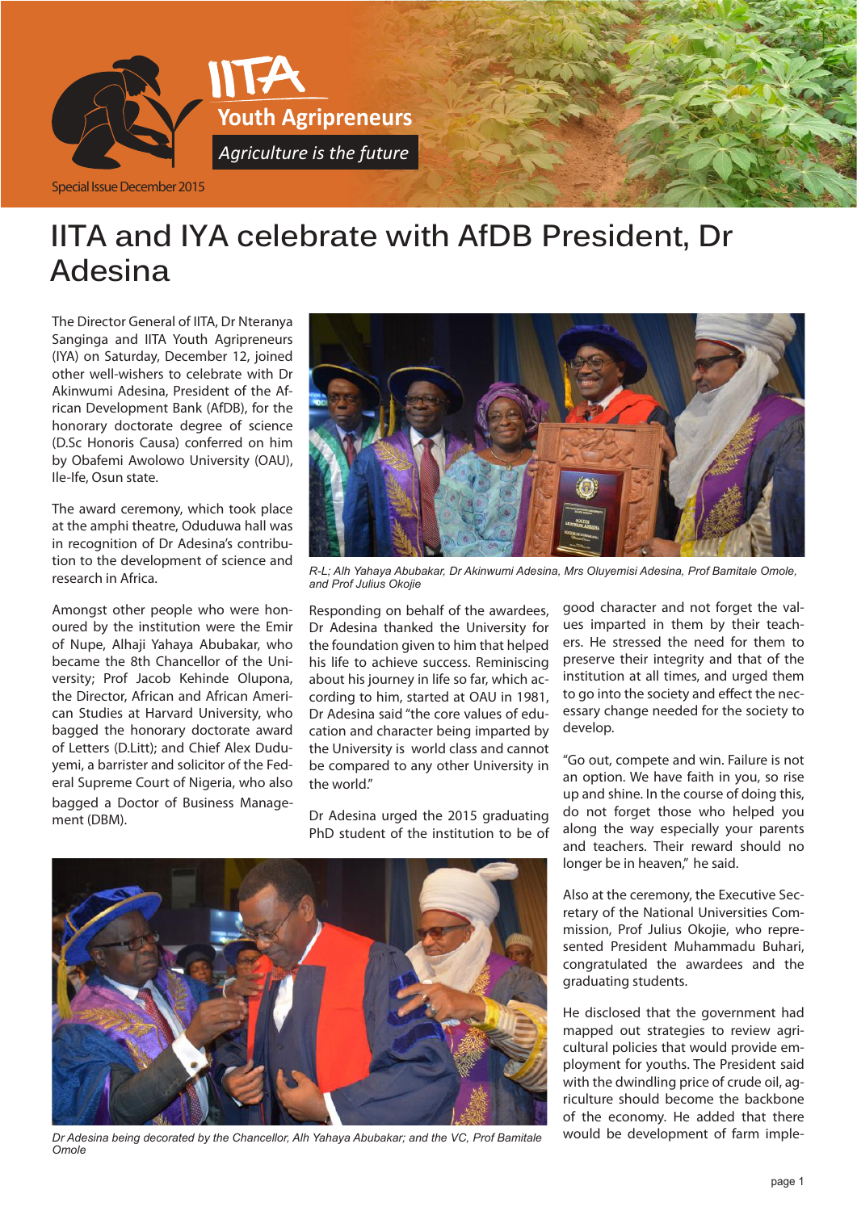IITA

Youth Agripreneurs

*Agriculture is the future*

Special Issue December 2015

# IITA and IYA celebrate with AfDB President, Dr Adesina

The Director General of IITA, Dr Nteranya Sanginga and IITA Youth Agripreneurs (IYA) on Saturday, December 12, joined other well-wishers to celebrate with Dr Akinwumi Adesina, President of the African Development Bank (AfDB), for the honorary doctorate degree of science (D.Sc Honoris Causa) conferred on him by Obafemi Awolowo University (OAU), Ile-Ife, Osun state.

The award ceremony, which took place at the amphi theatre, Oduduwa hall was in recognition of Dr Adesina's contribution to the development of science and research in Africa.

*R-L; Alh Yahaya Abubakar, Dr Akinwumi Adesina, Mrs Oluyemisi Adesina, Prof Bamitale Omole, and Prof Julius Okojie*

Amongst other people who were honoured by the institution were the Emir of Nupe, Alhaji Yahaya Abubakar, who became the 8th Chancellor of the University; Prof Jacob Kehinde Olupona, the Director, African and African American Studies at Harvard University, who bagged the honorary doctorate award of Letters (D.Litt); and Chief Alex Duduyemi, a barrister and solicitor of the Federal Supreme Court of Nigeria, who also bagged a Doctor of Business Management (DBM).

Responding on behalf of the awardees, Dr Adesina thanked the University for the foundation given to him that helped his life to achieve success. Reminiscing about his journey in life so far, which according to him, started at OAU in 1981, Dr Adesina said "the core values of education and character being imparted by the University is world class and cannot be compared to any other University in the world."

Dr Adesina urged the 2015 graduating PhD student of the institution to be of good character and not forget the values imparted in them by their teachers. He stressed the need for them to preserve their integrity and that of the institution at all times, and urged them to go into the society and effect the necessary change needed for the society to develop.

"Go out, compete and win. Failure is not an option. We have faith in you, so rise up and shine. In the course of doing this, do not forget those who helped you along the way especially your parents and teachers. Their reward should no longer be in heaven," he said.

*Dr Adesina being decorated by the Chancellor, Alh Yahaya Abubakar; and the VC, Prof Bamitale Omole*

Also at the ceremony, the Executive Secretary of the National Universities Commission, Prof Julius Okojie, who represented President Muhammadu Buhari, congratulated the awardees and the graduating students.

He disclosed that the government had mapped out strategies to review agricultural policies that would provide employment for youths. The President said with the dwindling price of crude oil, agriculture should become the backbone of the economy. He added that there would be development of farm imple-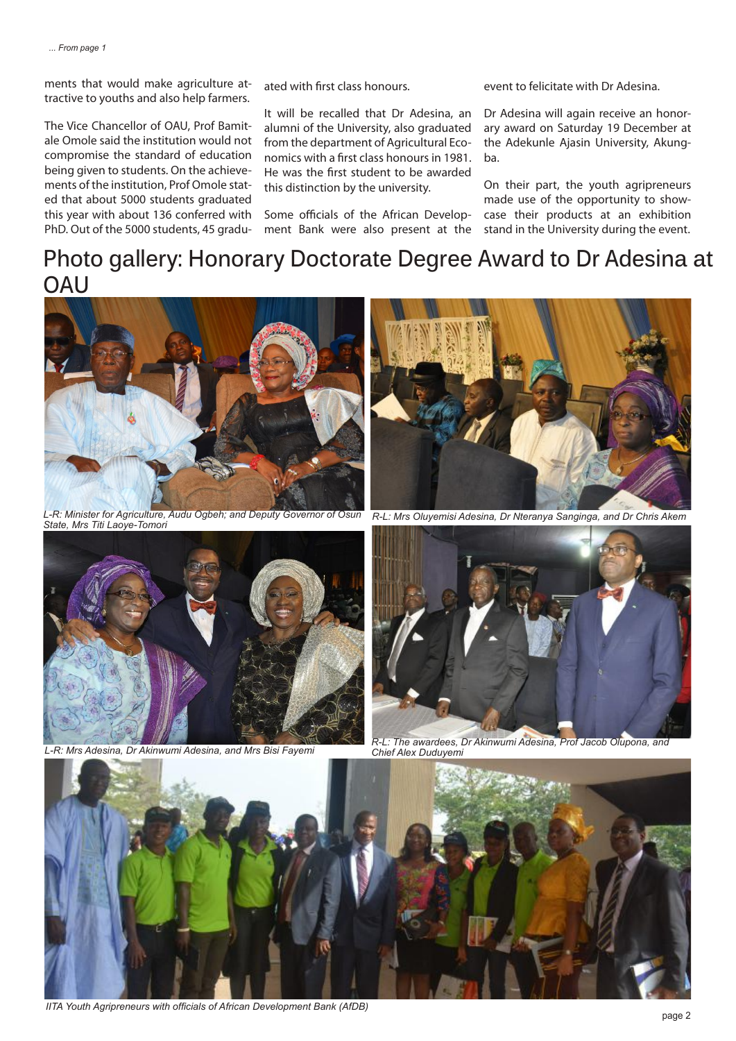*... From page 1*

ments that would make agriculture attractive to youths and also help farmers.

The Vice Chancellor of OAU, Prof Bamitale Omole said the institution would not compromise the standard of education being given to students. On the achievements of the institution, Prof Omole stated that about 5000 students graduated this year with about 136 conferred with PhD. Out of the 5000 students, 45 graduated with first class honours.

It will be recalled that Dr Adesina, an alumni of the University, also graduated from the department of Agricultural Economics with a first class honours in 1981. He was the first student to be awarded this distinction by the university.

Some officials of the African Development Bank were also present at the event to felicitate with Dr Adesina.

Dr Adesina will again receive an honorary award on Saturday 19 December at the Adekunle Ajasin University, Akungba.

On their part, the youth agripreneurs made use of the opportunity to showcase their products at an exhibition stand in the University during the event.

# Photo gallery: Honorary Doctorate Degree Award to Dr Adesina at OAU

*L-R: Minister for Agriculture, Audu Ogbeh; and Deputy Governor of Osun State, Mrs Titi Laoye-Tomori*

*R-L: Mrs Oluyemisi Adesina, Dr Nteranya Sanginga, and Dr Chris Akem*

*L-R: Mrs Adesina, Dr Akinwumi Adesina, and Mrs Bisi Fayemi*

*R-L: The awardees, Dr Akinwumi Adesina, Prof Jacob Olupona, and Chief Alex Duduyemi*

*IITA Youth Agripreneurs with officials of African Development Bank (AfDB)*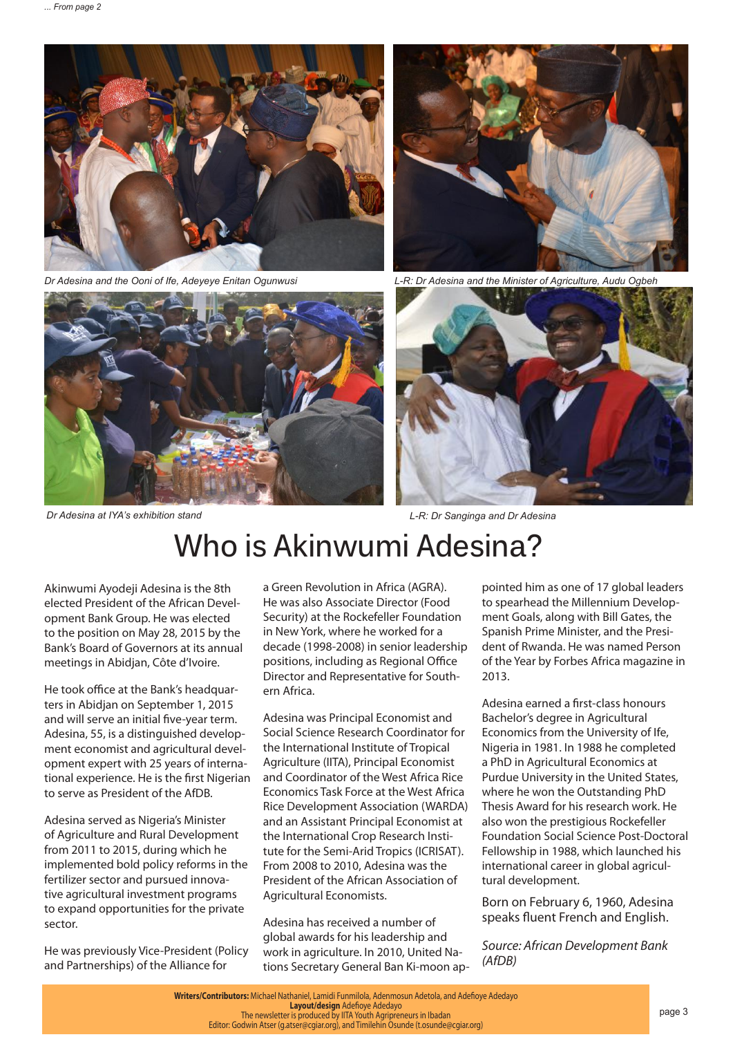*... From page 2*

Dr Adesina and the Ooni of Ife, Adeyeye Enitan Ogunwusi

L-R: Dr Adesina and the Minister of Agriculture, Audu Ogbeh

Dr Adesina at IYA's exhibition stand

L-R: Dr Sanginga and Dr Adesina

# Who is Akinwumi Adesina?

Akinwumi Ayodeji Adesina is the 8th elected President of the African Development Bank Group. He was elected to the position on May 28, 2015 by the Bank's Board of Governors at its annual meetings in Abidjan, Côte d'Ivoire.

He took office at the Bank's headquarters in Abidjan on September 1, 2015 and will serve an initial five-year term. Adesina, 55, is a distinguished development economist and agricultural development expert with 25 years of international experience. He is the first Nigerian to serve as President of the AfDB.

Adesina served as Nigeria's Minister of Agriculture and Rural Development from 2011 to 2015, during which he implemented bold policy reforms in the fertilizer sector and pursued innovative agricultural investment programs to expand opportunities for the private sector.

He was previously Vice-President (Policy and Partnerships) of the Alliance for a Green Revolution in Africa (AGRA). He was also Associate Director (Food Security) at the Rockefeller Foundation in New York, where he worked for a decade (1998-2008) in senior leadership positions, including as Regional Office Director and Representative for Southern Africa.

Adesina was Principal Economist and Social Science Research Coordinator for the International Institute of Tropical Agriculture (IITA), Principal Economist and Coordinator of the West Africa Rice Economics Task Force at the West Africa Rice Development Association (WARDA) and an Assistant Principal Economist at the International Crop Research Institute for the Semi-Arid Tropics (ICRISAT). From 2008 to 2010, Adesina was the President of the African Association of Agricultural Economists.

Adesina has received a number of global awards for his leadership and work in agriculture. In 2010, United Nations Secretary General Ban Ki-moon appointed him as one of 17 global leaders to spearhead the Millennium Development Goals, along with Bill Gates, the Spanish Prime Minister, and the President of Rwanda. He was named Person of the Year by Forbes Africa magazine in 2013.

Adesina earned a first-class honours Bachelor's degree in Agricultural Economics from the University of Ife, Nigeria in 1981. In 1988 he completed a PhD in Agricultural Economics at Purdue University in the United States, where he won the Outstanding PhD Thesis Award for his research work. He also won the prestigious Rockefeller Foundation Social Science Post-Doctoral Fellowship in 1988, which launched his international career in global agricultural development.

Born on February 6, 1960, Adesina speaks fluent French and English.

*Source: African Development Bank (AfDB)*

**Writers/Contributors:** Michael Nathaniel, Lamidi Funmilola, Adenmosun Adetola, and Adefioye Adedayo
**Layout/design** Adefioye Adedayo
The newsletter is produced by IITA Youth Agripreneurs in Ibadan
Editor: Godwin Atser (g.atser@cgiar.org), and Timilehin Osunde (t.osunde@cgiar.org)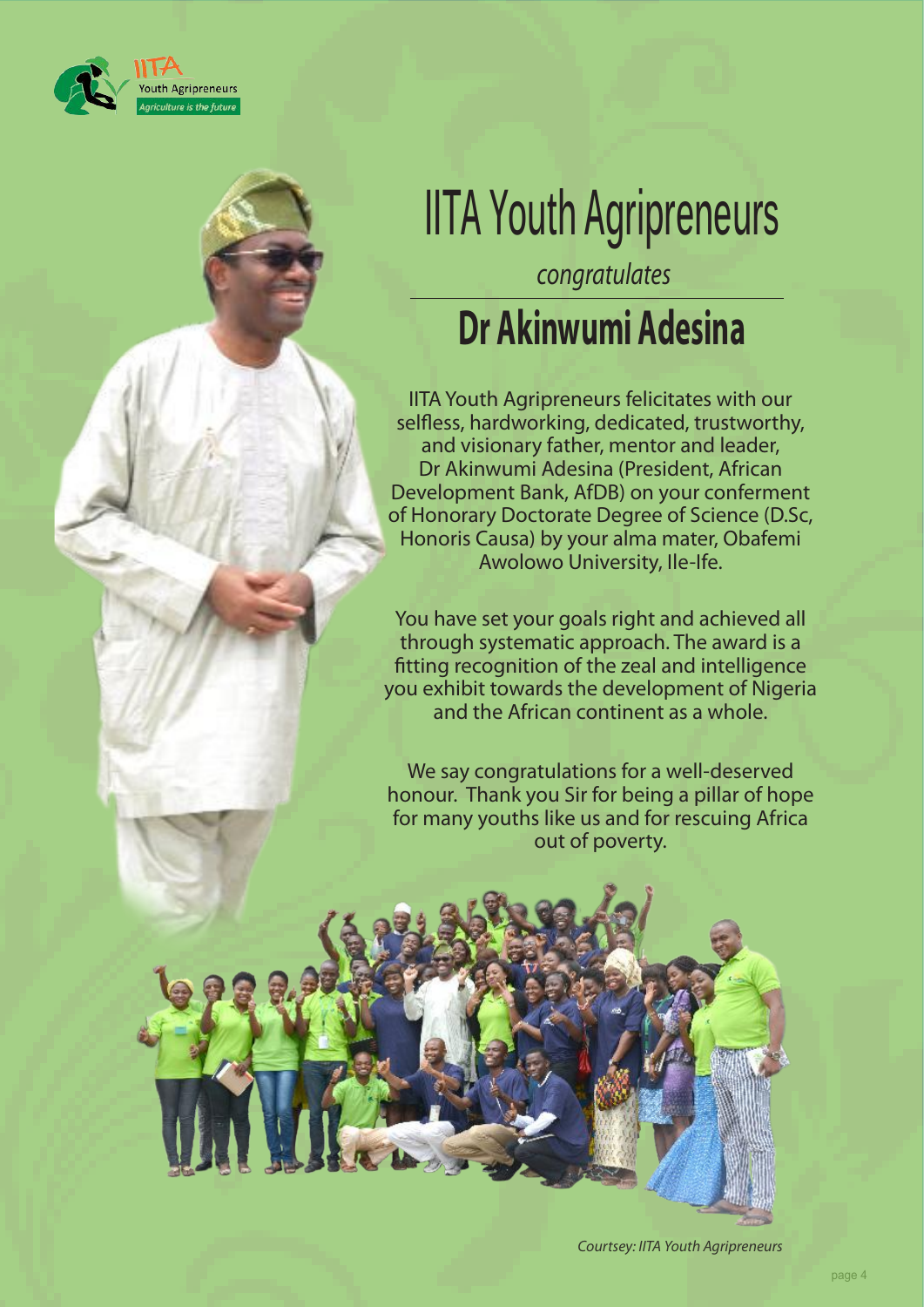# IITA Youth Agripreneurs

*congratulates*

## Dr Akinwumi Adesina

IITA Youth Agripreneurs felicitates with our selfless, hardworking, dedicated, trustworthy, and visionary father, mentor and leader, Dr Akinwumi Adesina (President, African Development Bank, AfDB) on your conferment of Honorary Doctorate Degree of Science (D.Sc, Honoris Causa) by your alma mater, Obafemi Awolowo University, Ile-Ife.

You have set your goals right and achieved all through systematic approach. The award is a fitting recognition of the zeal and intelligence you exhibit towards the development of Nigeria and the African continent as a whole.

We say congratulations for a well-deserved honour. Thank you Sir for being a pillar of hope for many youths like us and for rescuing Africa out of poverty.

*Courtsey: IITA Youth Agripreneurs*